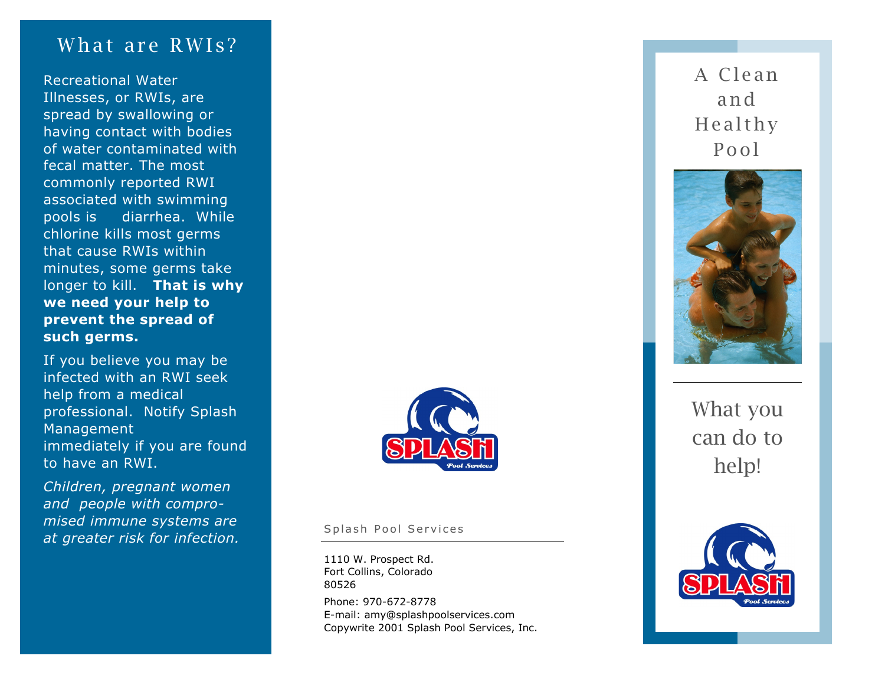## What are RWIs?

Recreational Water Illnesses, or RWIs, are spread by swallowing or having contact with bodies of water contaminated with fecal matter. The most commonly reported RWI associated with swimming pools is diarrhea. While chlorine kills most germs that cause RWIs within minutes, some germs take longer to kill. **That is why we need your help to prevent the spread of such germs.**

If you believe you may be infected with an RWI seek help from a medical professional. Notify Splash Management immediately if you are found to have an RWI.

*Children, pregnant women and people with compromised immune systems are at greater risk for infection.*

Splash Pool Services

1110 W. Prospect Rd.
Fort Collins, Colorado
80526

Phone: 970-672-8778
E-mail: amy@splashpoolservices.com
Copywrite 2001 Splash Pool Services, Inc.

# A Clean and Healthy Pool

## What you can do to help!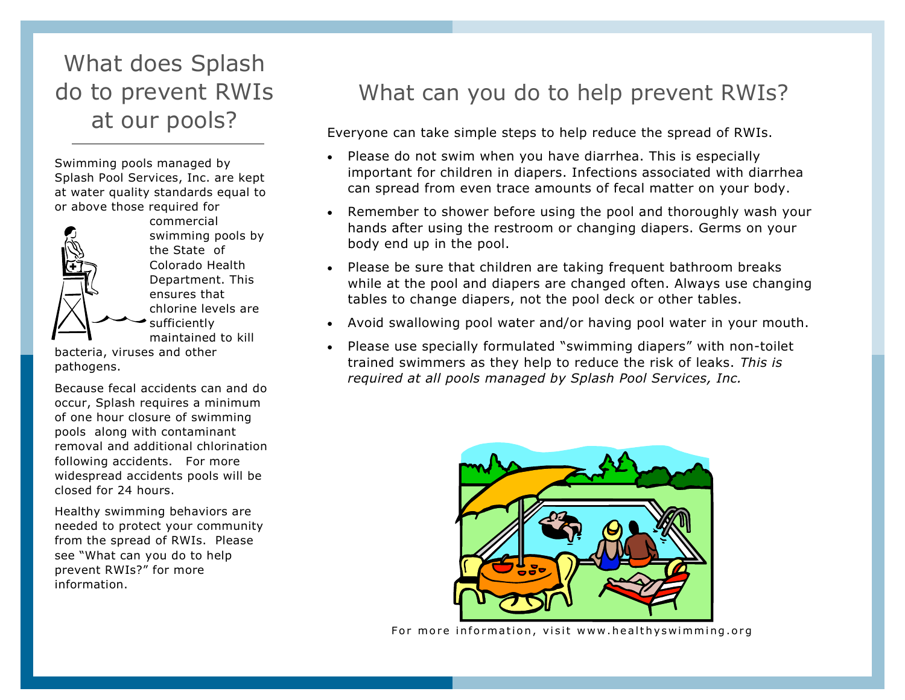# What does Splash do to prevent RWIs at our pools?

Swimming pools managed by Splash Pool Services, Inc. are kept at water quality standards equal to or above those required for commercial swimming pools by the State of Colorado Health Department. This ensures that chlorine levels are sufficiently maintained to kill bacteria, viruses and other pathogens.

Because fecal accidents can and do occur, Splash requires a minimum of one hour closure of swimming pools along with contaminant removal and additional chlorination following accidents. For more widespread accidents pools will be closed for 24 hours.

Healthy swimming behaviors are needed to protect your community from the spread of RWIs. Please see "What can you do to help prevent RWIs?" for more information.

# What can you do to help prevent RWIs?

Everyone can take simple steps to help reduce the spread of RWIs.

- Please do not swim when you have diarrhea. This is especially important for children in diapers. Infections associated with diarrhea can spread from even trace amounts of fecal matter on your body.
- Remember to shower before using the pool and thoroughly wash your hands after using the restroom or changing diapers. Germs on your body end up in the pool.
- Please be sure that children are taking frequent bathroom breaks while at the pool and diapers are changed often. Always use changing tables to change diapers, not the pool deck or other tables.
- Avoid swallowing pool water and/or having pool water in your mouth.
- Please use specially formulated "swimming diapers" with non-toilet trained swimmers as they help to reduce the risk of leaks. *This is required at all pools managed by Splash Pool Services, Inc.*

For more information, visit www.healthyswimming.org